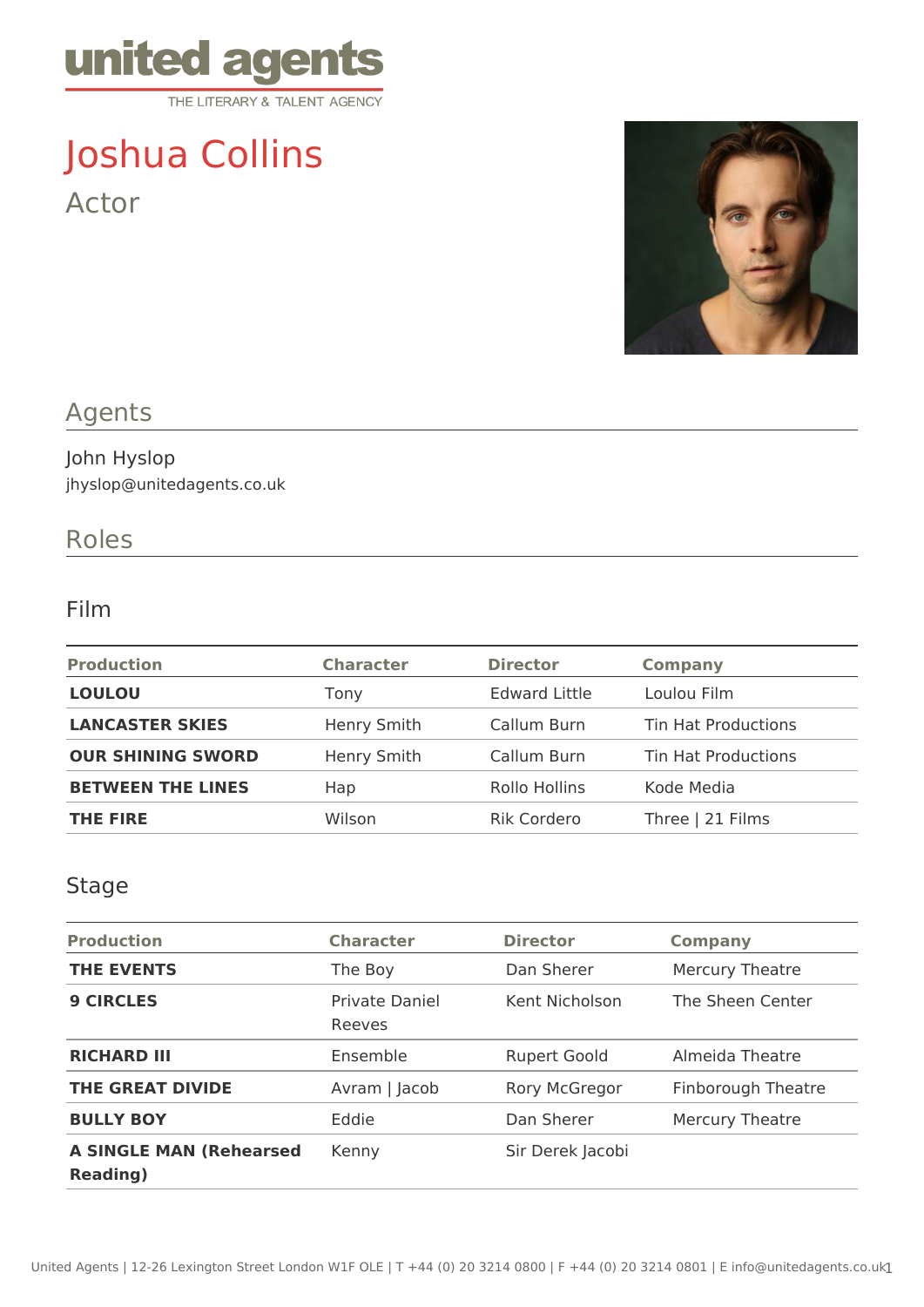united agents
THE LITERARY & TALENT AGENCY

# Joshua Collins

Actor

## Agents

John Hyslop
jhyslop@unitedagents.co.uk

## Roles

### Film

| Production | Character | Director | Company |
|---|---|---|---|
| **LOULOU** | Tony | Edward Little | Loulou Film |
| **LANCASTER SKIES** | Henry Smith | Callum Burn | Tin Hat Productions |
| **OUR SHINING SWORD** | Henry Smith | Callum Burn | Tin Hat Productions |
| **BETWEEN THE LINES** | Hap | Rollo Hollins | Kode Media |
| **THE FIRE** | Wilson | Rik Cordero | Three \| 21 Films |

### Stage

| Production | Character | Director | Company |
|---|---|---|---|
| **THE EVENTS** | The Boy | Dan Sherer | Mercury Theatre |
| **9 CIRCLES** | Private Daniel Reeves | Kent Nicholson | The Sheen Center |
| **RICHARD III** | Ensemble | Rupert Goold | Almeida Theatre |
| **THE GREAT DIVIDE** | Avram \| Jacob | Rory McGregor | Finborough Theatre |
| **BULLY BOY** | Eddie | Dan Sherer | Mercury Theatre |
| **A SINGLE MAN (Rehearsed Reading)** | Kenny | Sir Derek Jacobi | |

United Agents | 12-26 Lexington Street London W1F OLE | T +44 (0) 20 3214 0800 | F +44 (0) 20 3214 0801 | E info@unitedagents.co.uk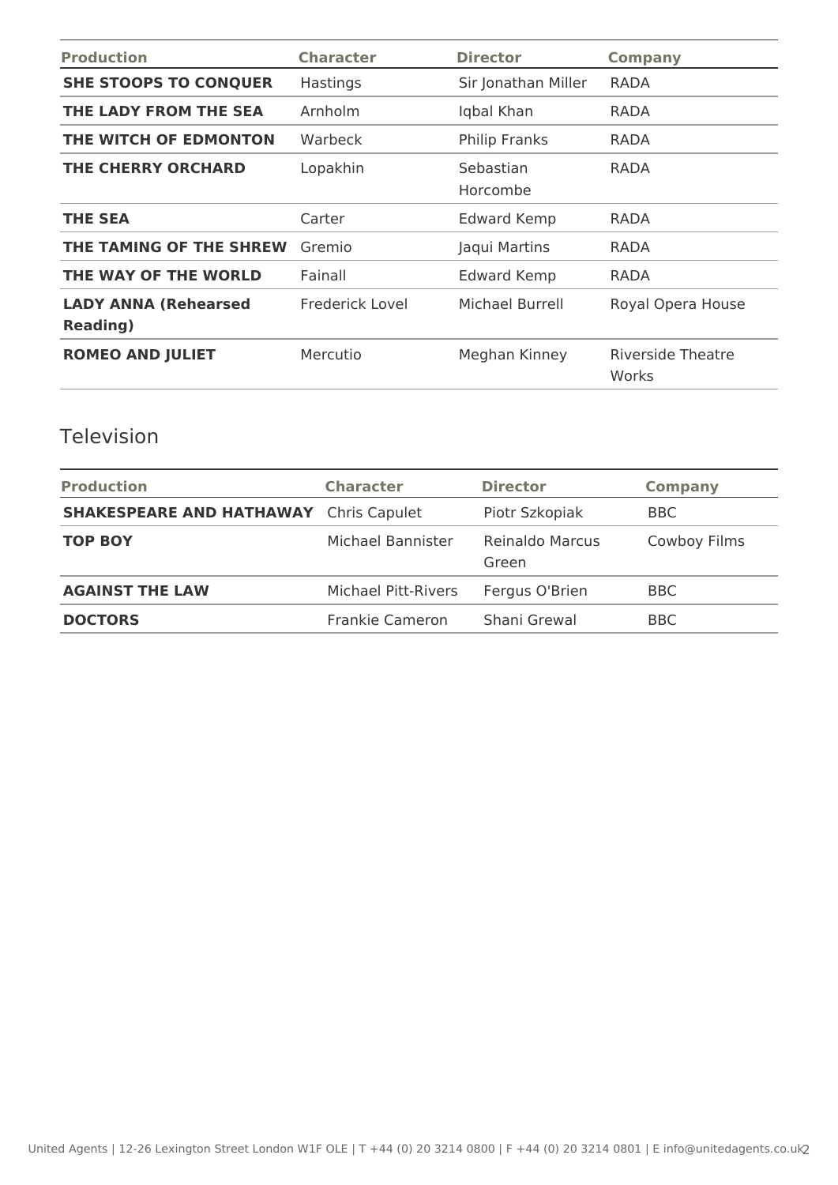| Production | Character | Director | Company |
|---|---|---|---|
| **SHE STOOPS TO CONQUER** | Hastings | Sir Jonathan Miller | RADA |
| **THE LADY FROM THE SEA** | Arnholm | Iqbal Khan | RADA |
| **THE WITCH OF EDMONTON** | Warbeck | Philip Franks | RADA |
| **THE CHERRY ORCHARD** | Lopakhin | Sebastian Horcombe | RADA |
| **THE SEA** | Carter | Edward Kemp | RADA |
| **THE TAMING OF THE SHREW** | Gremio | Jaqui Martins | RADA |
| **THE WAY OF THE WORLD** | Fainall | Edward Kemp | RADA |
| **LADY ANNA (Rehearsed Reading)** | Frederick Lovel | Michael Burrell | Royal Opera House |
| **ROMEO AND JULIET** | Mercutio | Meghan Kinney | Riverside Theatre Works |

## Television

| Production | Character | Director | Company |
|---|---|---|---|
| **SHAKESPEARE AND HATHAWAY** | Chris Capulet | Piotr Szkopiak | BBC |
| **TOP BOY** | Michael Bannister | Reinaldo Marcus Green | Cowboy Films |
| **AGAINST THE LAW** | Michael Pitt-Rivers | Fergus O'Brien | BBC |
| **DOCTORS** | Frankie Cameron | Shani Grewal | BBC |